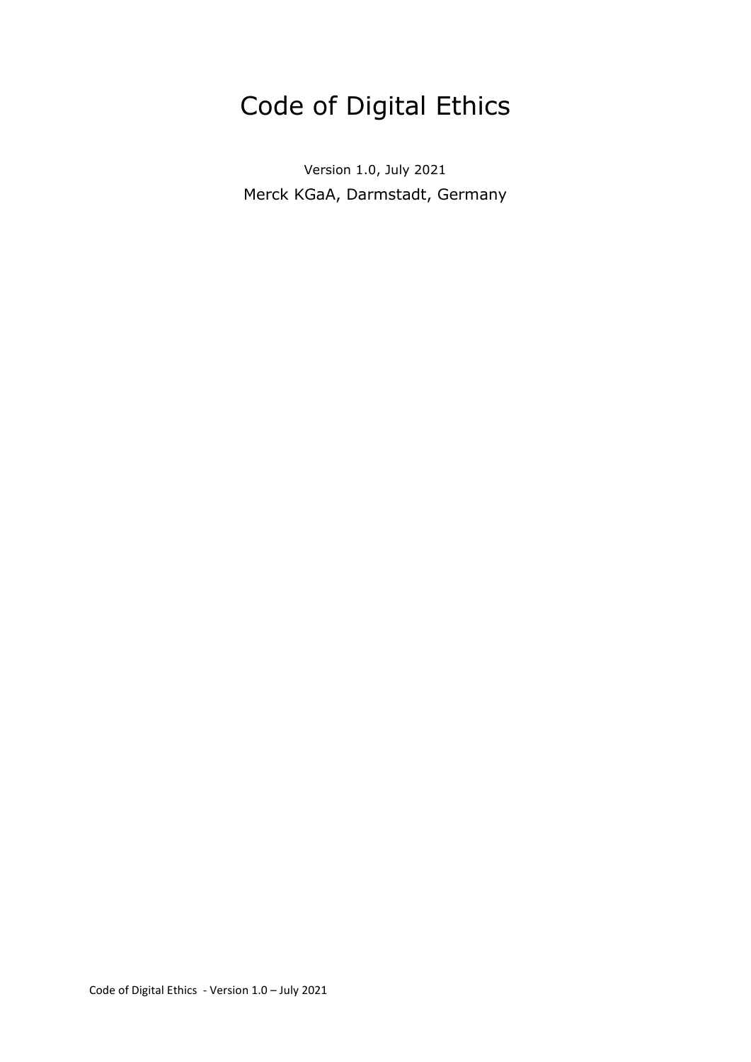# Code of Digital Ethics

Version 1.0, July 2021

Merck KGaA, Darmstadt, Germany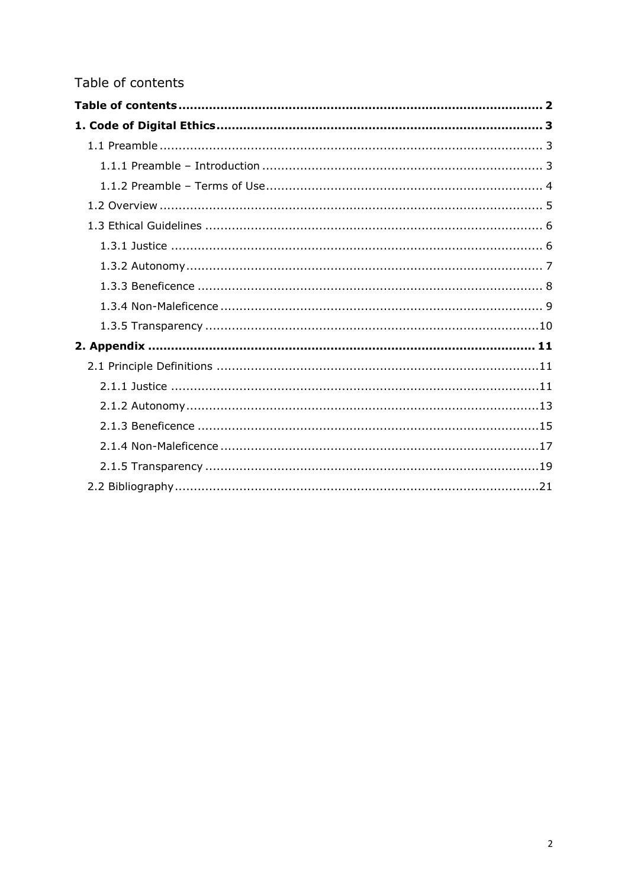# Table of contents

**Table of contents** ........ **2**

**1. Code of Digital Ethics** ........ **3**

- 1.1 Preamble ........ 3
  - 1.1.1 Preamble – Introduction ........ 3
  - 1.1.2 Preamble – Terms of Use ........ 4
- 1.2 Overview ........ 5
- 1.3 Ethical Guidelines ........ 6
  - 1.3.1 Justice ........ 6
  - 1.3.2 Autonomy ........ 7
  - 1.3.3 Beneficence ........ 8
  - 1.3.4 Non-Maleficence ........ 9
  - 1.3.5 Transparency ........ 10

**2. Appendix** ........ **11**

- 2.1 Principle Definitions ........ 11
  - 2.1.1 Justice ........ 11
  - 2.1.2 Autonomy ........ 13
  - 2.1.3 Beneficence ........ 15
  - 2.1.4 Non-Maleficence ........ 17
  - 2.1.5 Transparency ........ 19
- 2.2 Bibliography ........ 21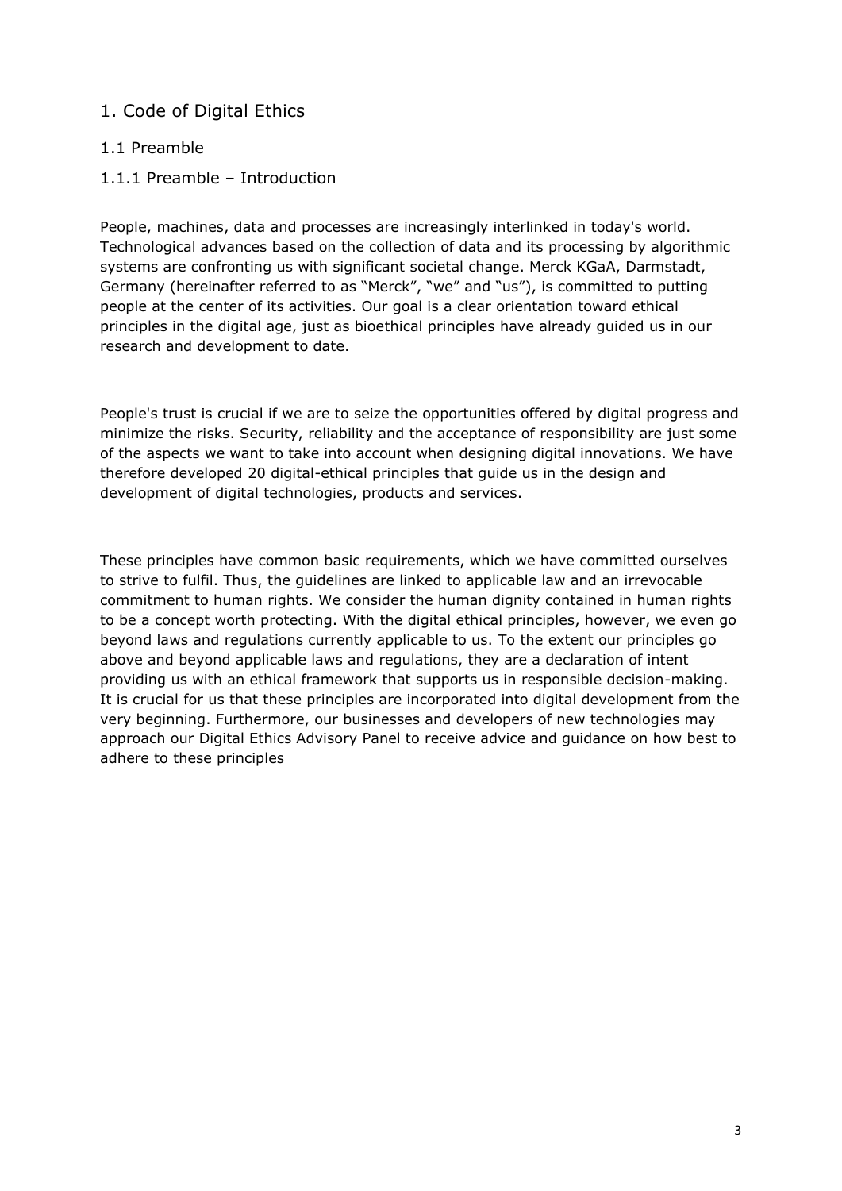# 1. Code of Digital Ethics

## 1.1 Preamble

### 1.1.1 Preamble – Introduction

People, machines, data and processes are increasingly interlinked in today's world. Technological advances based on the collection of data and its processing by algorithmic systems are confronting us with significant societal change. Merck KGaA, Darmstadt, Germany (hereinafter referred to as "Merck", "we" and "us"), is committed to putting people at the center of its activities. Our goal is a clear orientation toward ethical principles in the digital age, just as bioethical principles have already guided us in our research and development to date.

People's trust is crucial if we are to seize the opportunities offered by digital progress and minimize the risks. Security, reliability and the acceptance of responsibility are just some of the aspects we want to take into account when designing digital innovations. We have therefore developed 20 digital-ethical principles that guide us in the design and development of digital technologies, products and services.

These principles have common basic requirements, which we have committed ourselves to strive to fulfil. Thus, the guidelines are linked to applicable law and an irrevocable commitment to human rights. We consider the human dignity contained in human rights to be a concept worth protecting. With the digital ethical principles, however, we even go beyond laws and regulations currently applicable to us. To the extent our principles go above and beyond applicable laws and regulations, they are a declaration of intent providing us with an ethical framework that supports us in responsible decision-making. It is crucial for us that these principles are incorporated into digital development from the very beginning. Furthermore, our businesses and developers of new technologies may approach our Digital Ethics Advisory Panel to receive advice and guidance on how best to adhere to these principles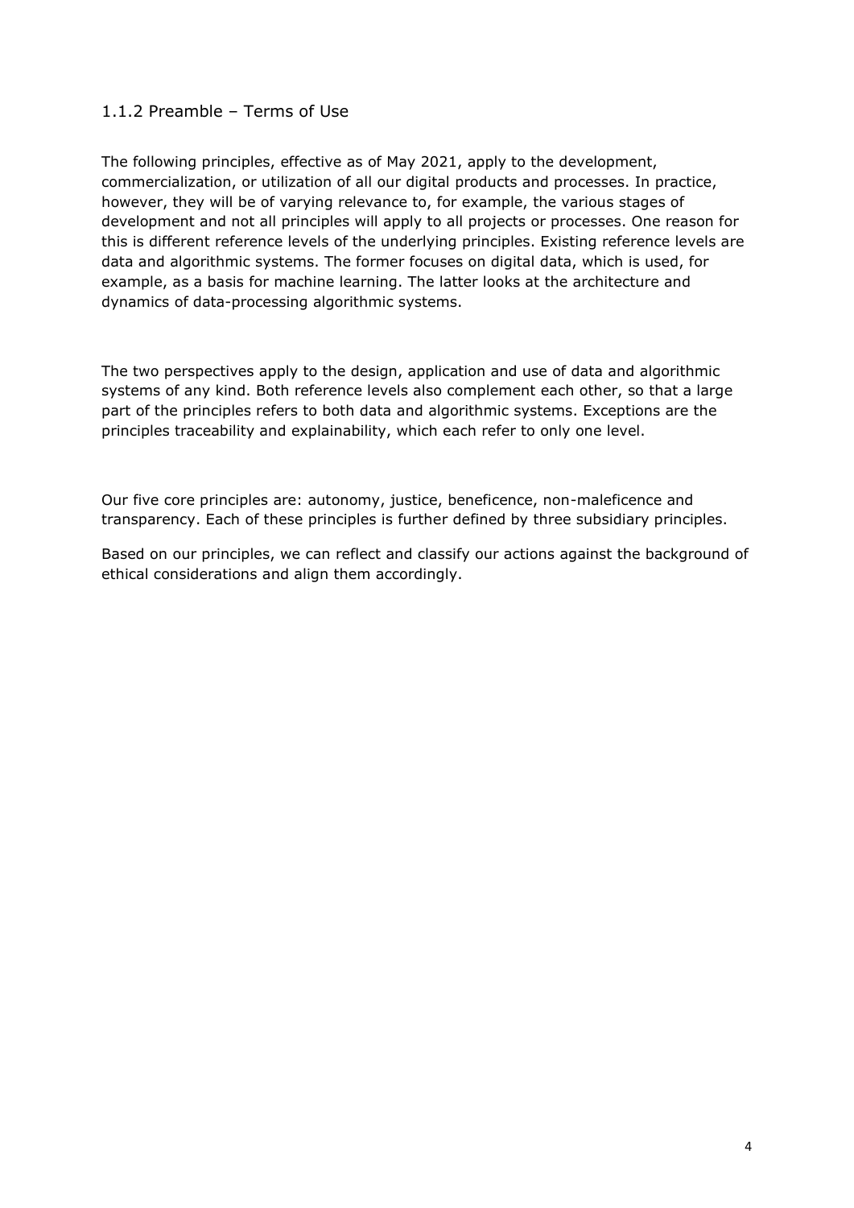### 1.1.2 Preamble – Terms of Use

The following principles, effective as of May 2021, apply to the development, commercialization, or utilization of all our digital products and processes. In practice, however, they will be of varying relevance to, for example, the various stages of development and not all principles will apply to all projects or processes. One reason for this is different reference levels of the underlying principles. Existing reference levels are data and algorithmic systems. The former focuses on digital data, which is used, for example, as a basis for machine learning. The latter looks at the architecture and dynamics of data-processing algorithmic systems.

The two perspectives apply to the design, application and use of data and algorithmic systems of any kind. Both reference levels also complement each other, so that a large part of the principles refers to both data and algorithmic systems. Exceptions are the principles traceability and explainability, which each refer to only one level.

Our five core principles are: autonomy, justice, beneficence, non-maleficence and transparency. Each of these principles is further defined by three subsidiary principles.

Based on our principles, we can reflect and classify our actions against the background of ethical considerations and align them accordingly.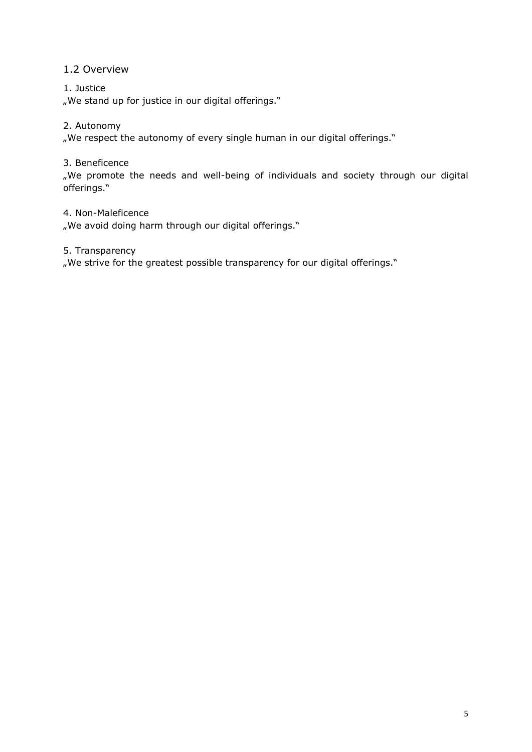## 1.2 Overview

1. Justice

„We stand up for justice in our digital offerings."

2. Autonomy

„We respect the autonomy of every single human in our digital offerings."

3. Beneficence

„We promote the needs and well-being of individuals and society through our digital offerings."

4. Non-Maleficence

„We avoid doing harm through our digital offerings."

5. Transparency

„We strive for the greatest possible transparency for our digital offerings."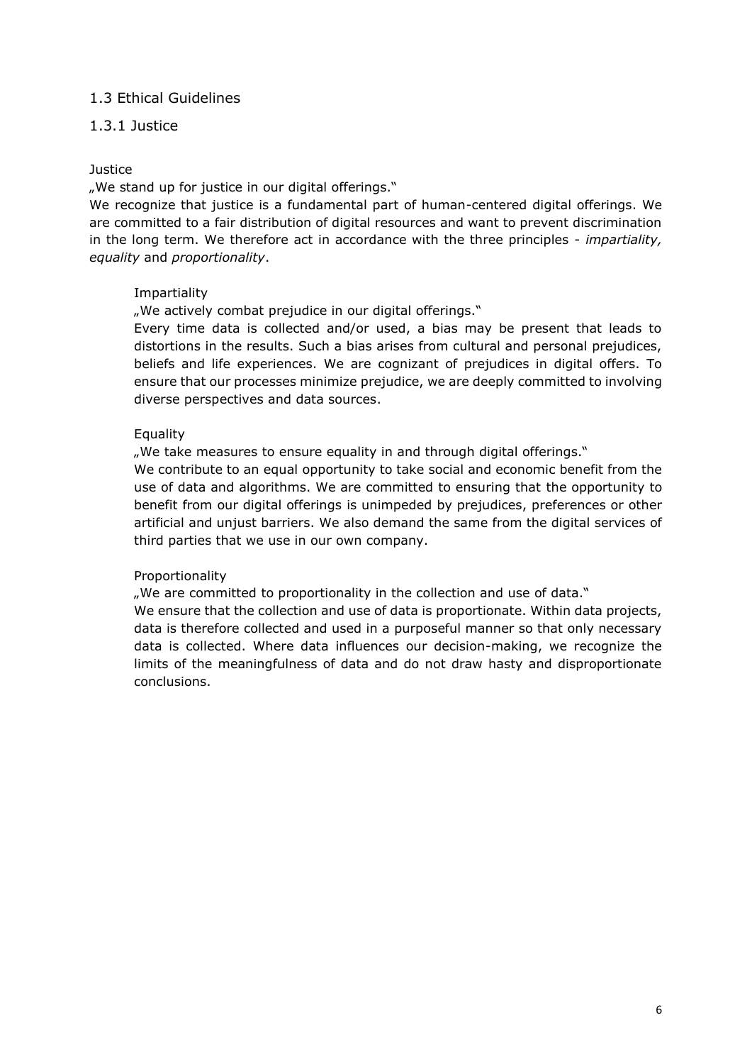## 1.3 Ethical Guidelines

### 1.3.1 Justice

Justice

„We stand up for justice in our digital offerings."

We recognize that justice is a fundamental part of human-centered digital offerings. We are committed to a fair distribution of digital resources and want to prevent discrimination in the long term. We therefore act in accordance with the three principles - *impartiality, equality* and *proportionality*.

Impartiality

„We actively combat prejudice in our digital offerings."

Every time data is collected and/or used, a bias may be present that leads to distortions in the results. Such a bias arises from cultural and personal prejudices, beliefs and life experiences. We are cognizant of prejudices in digital offers. To ensure that our processes minimize prejudice, we are deeply committed to involving diverse perspectives and data sources.

Equality

„We take measures to ensure equality in and through digital offerings."

We contribute to an equal opportunity to take social and economic benefit from the use of data and algorithms. We are committed to ensuring that the opportunity to benefit from our digital offerings is unimpeded by prejudices, preferences or other artificial and unjust barriers. We also demand the same from the digital services of third parties that we use in our own company.

Proportionality

„We are committed to proportionality in the collection and use of data."

We ensure that the collection and use of data is proportionate. Within data projects, data is therefore collected and used in a purposeful manner so that only necessary data is collected. Where data influences our decision-making, we recognize the limits of the meaningfulness of data and do not draw hasty and disproportionate conclusions.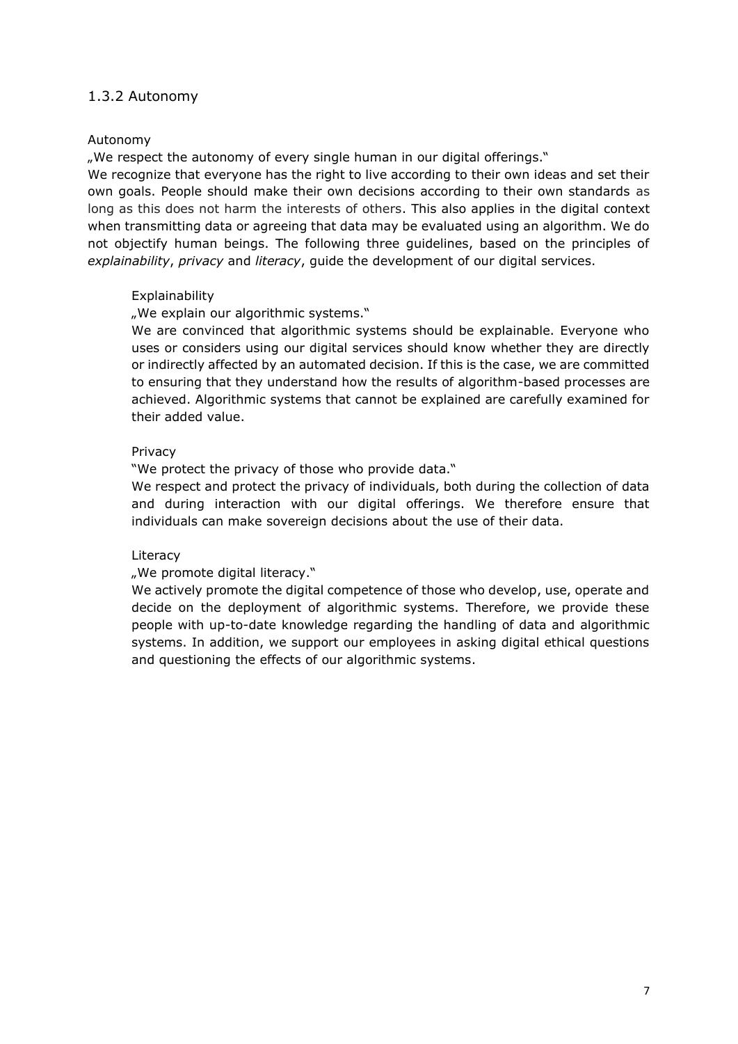### 1.3.2 Autonomy

Autonomy

„We respect the autonomy of every single human in our digital offerings."

We recognize that everyone has the right to live according to their own ideas and set their own goals. People should make their own decisions according to their own standards as long as this does not harm the interests of others. This also applies in the digital context when transmitting data or agreeing that data may be evaluated using an algorithm. We do not objectify human beings. The following three guidelines, based on the principles of *explainability*, *privacy* and *literacy*, guide the development of our digital services.

Explainability

„We explain our algorithmic systems."

We are convinced that algorithmic systems should be explainable. Everyone who uses or considers using our digital services should know whether they are directly or indirectly affected by an automated decision. If this is the case, we are committed to ensuring that they understand how the results of algorithm-based processes are achieved. Algorithmic systems that cannot be explained are carefully examined for their added value.

Privacy

"We protect the privacy of those who provide data."

We respect and protect the privacy of individuals, both during the collection of data and during interaction with our digital offerings. We therefore ensure that individuals can make sovereign decisions about the use of their data.

Literacy

„We promote digital literacy."

We actively promote the digital competence of those who develop, use, operate and decide on the deployment of algorithmic systems. Therefore, we provide these people with up-to-date knowledge regarding the handling of data and algorithmic systems. In addition, we support our employees in asking digital ethical questions and questioning the effects of our algorithmic systems.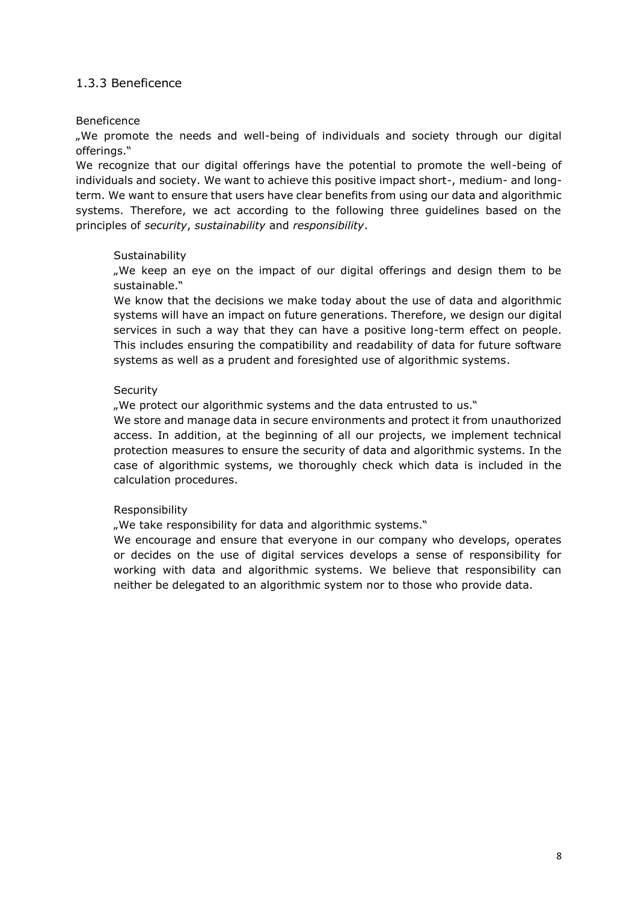### 1.3.3 Beneficence

Beneficence

„We promote the needs and well-being of individuals and society through our digital offerings."

We recognize that our digital offerings have the potential to promote the well-being of individuals and society. We want to achieve this positive impact short-, medium- and long-term. We want to ensure that users have clear benefits from using our data and algorithmic systems. Therefore, we act according to the following three guidelines based on the principles of *security*, *sustainability* and *responsibility*.

Sustainability

„We keep an eye on the impact of our digital offerings and design them to be sustainable."

We know that the decisions we make today about the use of data and algorithmic systems will have an impact on future generations. Therefore, we design our digital services in such a way that they can have a positive long-term effect on people. This includes ensuring the compatibility and readability of data for future software systems as well as a prudent and foresighted use of algorithmic systems.

Security

„We protect our algorithmic systems and the data entrusted to us."

We store and manage data in secure environments and protect it from unauthorized access. In addition, at the beginning of all our projects, we implement technical protection measures to ensure the security of data and algorithmic systems. In the case of algorithmic systems, we thoroughly check which data is included in the calculation procedures.

Responsibility

„We take responsibility for data and algorithmic systems."

We encourage and ensure that everyone in our company who develops, operates or decides on the use of digital services develops a sense of responsibility for working with data and algorithmic systems. We believe that responsibility can neither be delegated to an algorithmic system nor to those who provide data.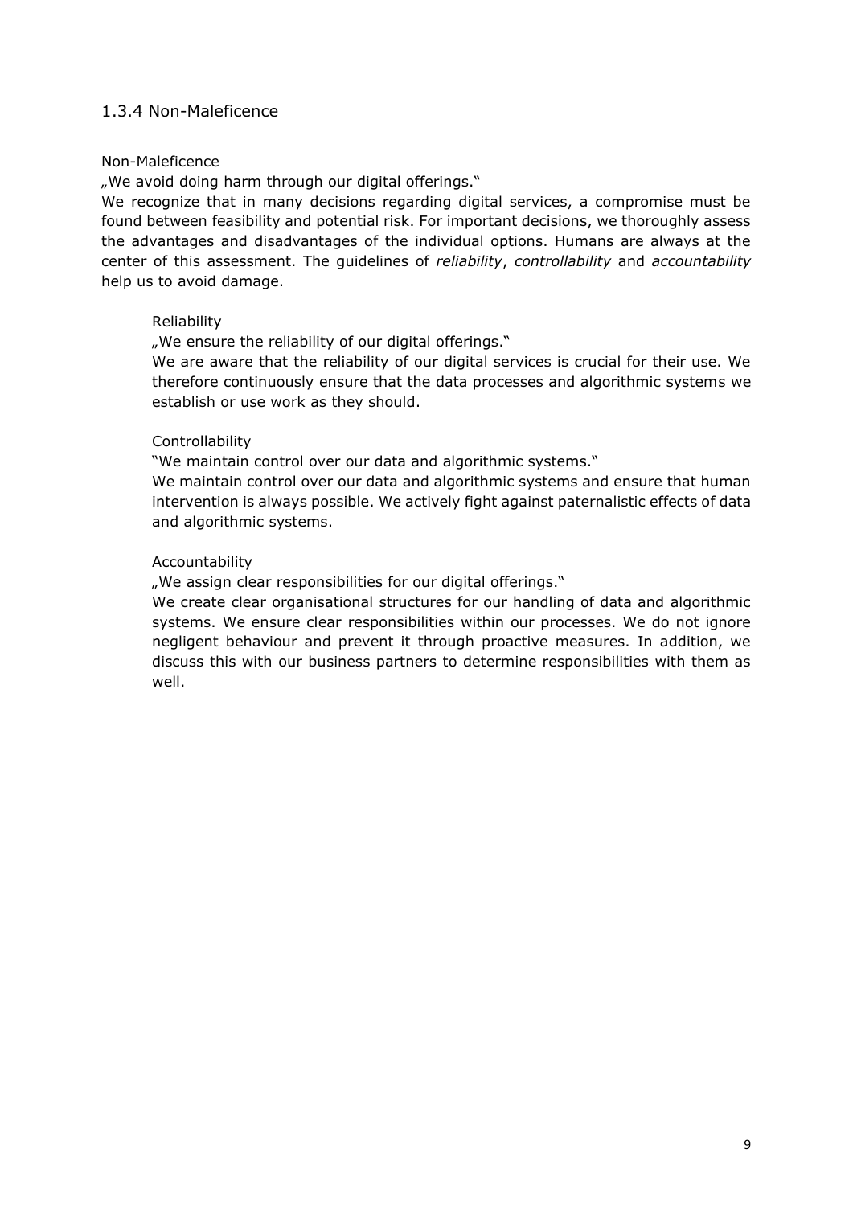### 1.3.4 Non-Maleficence

Non-Maleficence

„We avoid doing harm through our digital offerings."

We recognize that in many decisions regarding digital services, a compromise must be found between feasibility and potential risk. For important decisions, we thoroughly assess the advantages and disadvantages of the individual options. Humans are always at the center of this assessment. The guidelines of *reliability*, *controllability* and *accountability* help us to avoid damage.

Reliability

„We ensure the reliability of our digital offerings."

We are aware that the reliability of our digital services is crucial for their use. We therefore continuously ensure that the data processes and algorithmic systems we establish or use work as they should.

Controllability

"We maintain control over our data and algorithmic systems."

We maintain control over our data and algorithmic systems and ensure that human intervention is always possible. We actively fight against paternalistic effects of data and algorithmic systems.

Accountability

„We assign clear responsibilities for our digital offerings."

We create clear organisational structures for our handling of data and algorithmic systems. We ensure clear responsibilities within our processes. We do not ignore negligent behaviour and prevent it through proactive measures. In addition, we discuss this with our business partners to determine responsibilities with them as well.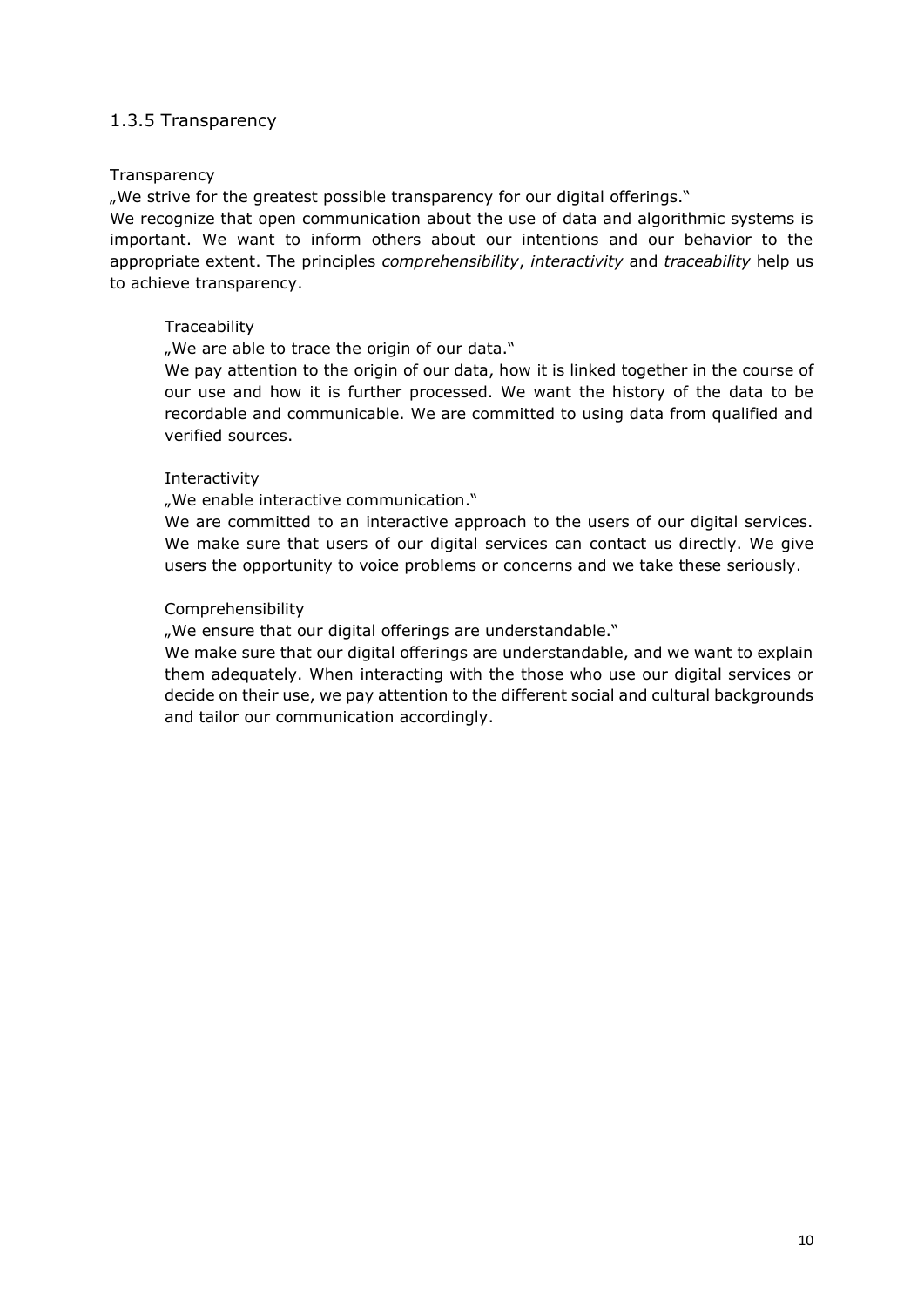### 1.3.5 Transparency

Transparency

„We strive for the greatest possible transparency for our digital offerings."

We recognize that open communication about the use of data and algorithmic systems is important. We want to inform others about our intentions and our behavior to the appropriate extent. The principles *comprehensibility*, *interactivity* and *traceability* help us to achieve transparency.

Traceability

„We are able to trace the origin of our data."

We pay attention to the origin of our data, how it is linked together in the course of our use and how it is further processed. We want the history of the data to be recordable and communicable. We are committed to using data from qualified and verified sources.

Interactivity

„We enable interactive communication."

We are committed to an interactive approach to the users of our digital services. We make sure that users of our digital services can contact us directly. We give users the opportunity to voice problems or concerns and we take these seriously.

Comprehensibility

„We ensure that our digital offerings are understandable."

We make sure that our digital offerings are understandable, and we want to explain them adequately. When interacting with the those who use our digital services or decide on their use, we pay attention to the different social and cultural backgrounds and tailor our communication accordingly.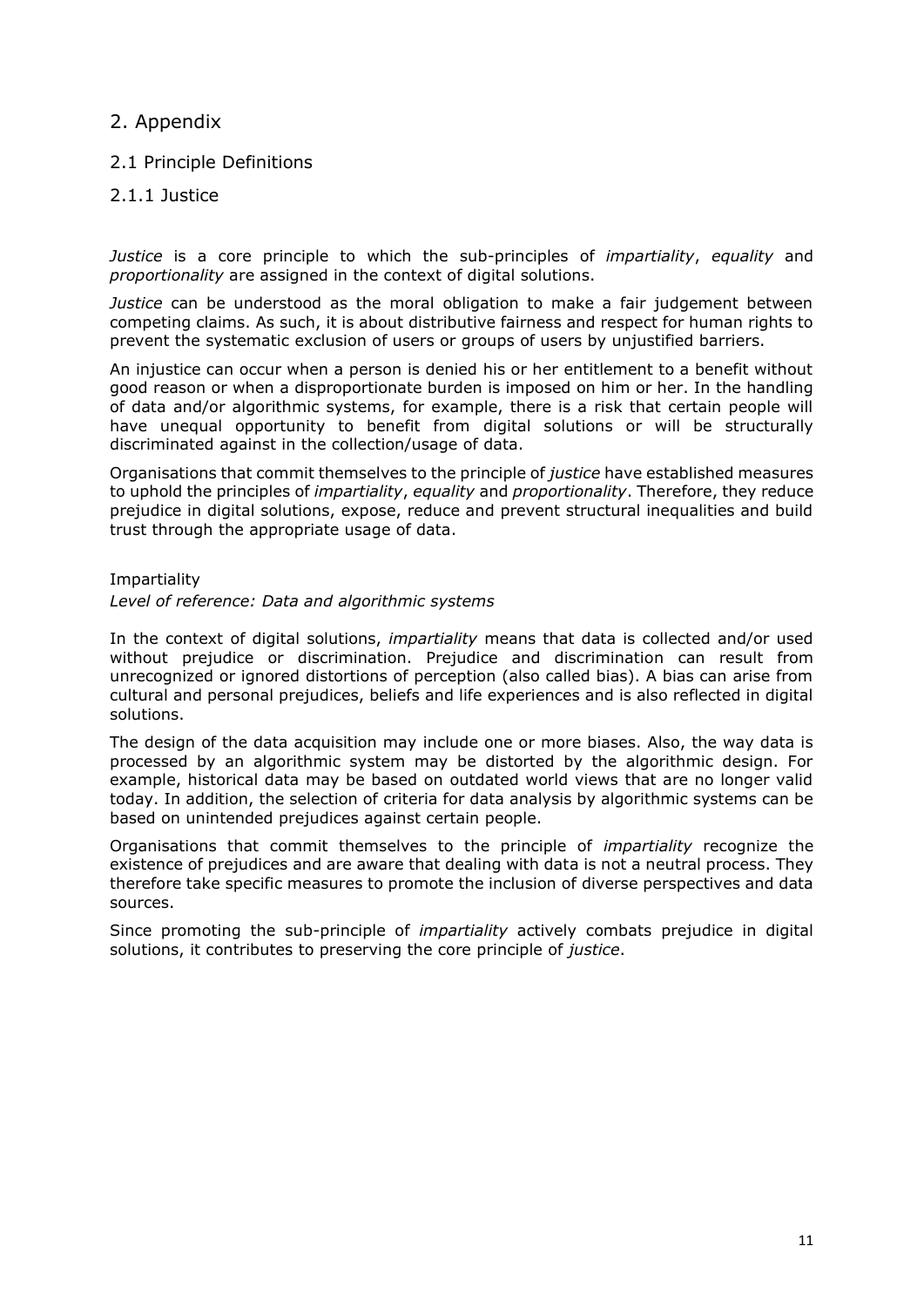# 2. Appendix

## 2.1 Principle Definitions

### 2.1.1 Justice

*Justice* is a core principle to which the sub-principles of *impartiality*, *equality* and *proportionality* are assigned in the context of digital solutions.

*Justice* can be understood as the moral obligation to make a fair judgement between competing claims. As such, it is about distributive fairness and respect for human rights to prevent the systematic exclusion of users or groups of users by unjustified barriers.

An injustice can occur when a person is denied his or her entitlement to a benefit without good reason or when a disproportionate burden is imposed on him or her. In the handling of data and/or algorithmic systems, for example, there is a risk that certain people will have unequal opportunity to benefit from digital solutions or will be structurally discriminated against in the collection/usage of data.

Organisations that commit themselves to the principle of *justice* have established measures to uphold the principles of *impartiality*, *equality* and *proportionality*. Therefore, they reduce prejudice in digital solutions, expose, reduce and prevent structural inequalities and build trust through the appropriate usage of data.

Impartiality

*Level of reference: Data and algorithmic systems*

In the context of digital solutions, *impartiality* means that data is collected and/or used without prejudice or discrimination. Prejudice and discrimination can result from unrecognized or ignored distortions of perception (also called bias). A bias can arise from cultural and personal prejudices, beliefs and life experiences and is also reflected in digital solutions.

The design of the data acquisition may include one or more biases. Also, the way data is processed by an algorithmic system may be distorted by the algorithmic design. For example, historical data may be based on outdated world views that are no longer valid today. In addition, the selection of criteria for data analysis by algorithmic systems can be based on unintended prejudices against certain people.

Organisations that commit themselves to the principle of *impartiality* recognize the existence of prejudices and are aware that dealing with data is not a neutral process. They therefore take specific measures to promote the inclusion of diverse perspectives and data sources.

Since promoting the sub-principle of *impartiality* actively combats prejudice in digital solutions, it contributes to preserving the core principle of *justice*.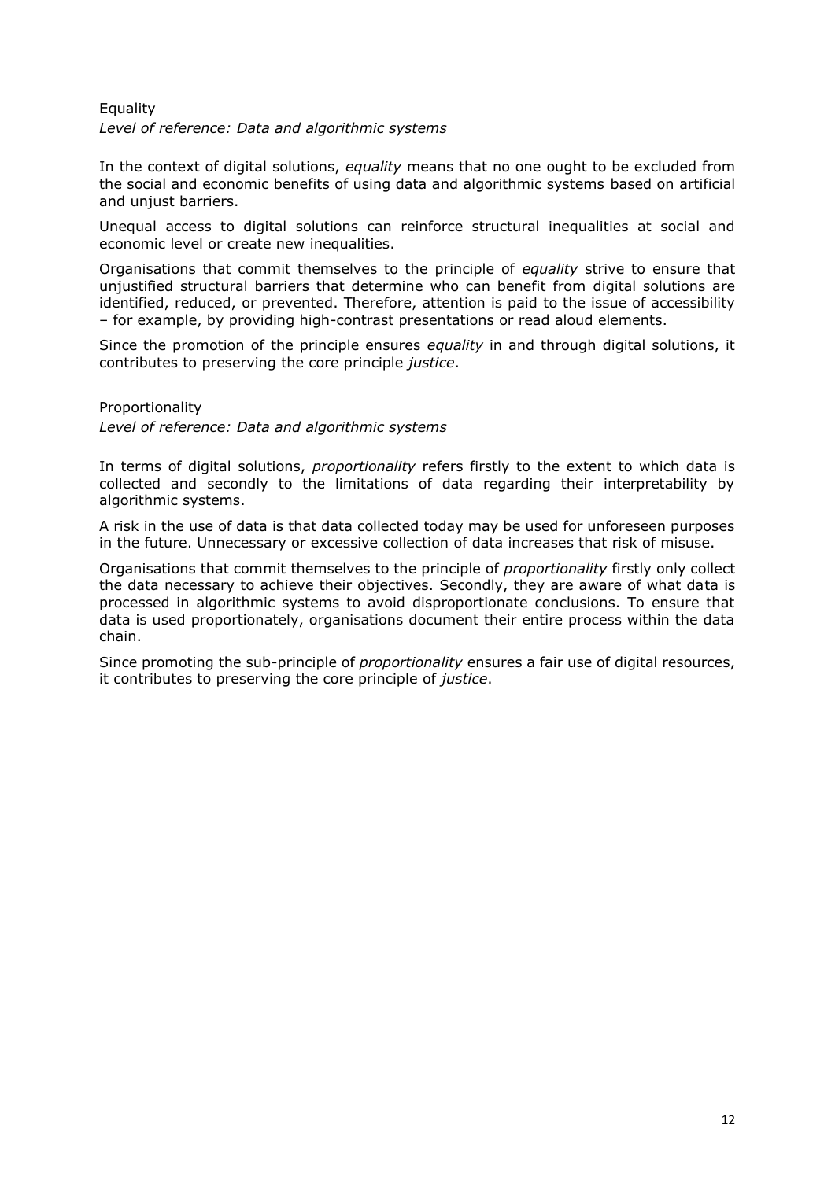### Equality

*Level of reference: Data and algorithmic systems*

In the context of digital solutions, *equality* means that no one ought to be excluded from the social and economic benefits of using data and algorithmic systems based on artificial and unjust barriers.

Unequal access to digital solutions can reinforce structural inequalities at social and economic level or create new inequalities.

Organisations that commit themselves to the principle of *equality* strive to ensure that unjustified structural barriers that determine who can benefit from digital solutions are identified, reduced, or prevented. Therefore, attention is paid to the issue of accessibility – for example, by providing high-contrast presentations or read aloud elements.

Since the promotion of the principle ensures *equality* in and through digital solutions, it contributes to preserving the core principle *justice*.

### Proportionality

*Level of reference: Data and algorithmic systems*

In terms of digital solutions, *proportionality* refers firstly to the extent to which data is collected and secondly to the limitations of data regarding their interpretability by algorithmic systems.

A risk in the use of data is that data collected today may be used for unforeseen purposes in the future. Unnecessary or excessive collection of data increases that risk of misuse.

Organisations that commit themselves to the principle of *proportionality* firstly only collect the data necessary to achieve their objectives. Secondly, they are aware of what data is processed in algorithmic systems to avoid disproportionate conclusions. To ensure that data is used proportionately, organisations document their entire process within the data chain.

Since promoting the sub-principle of *proportionality* ensures a fair use of digital resources, it contributes to preserving the core principle of *justice*.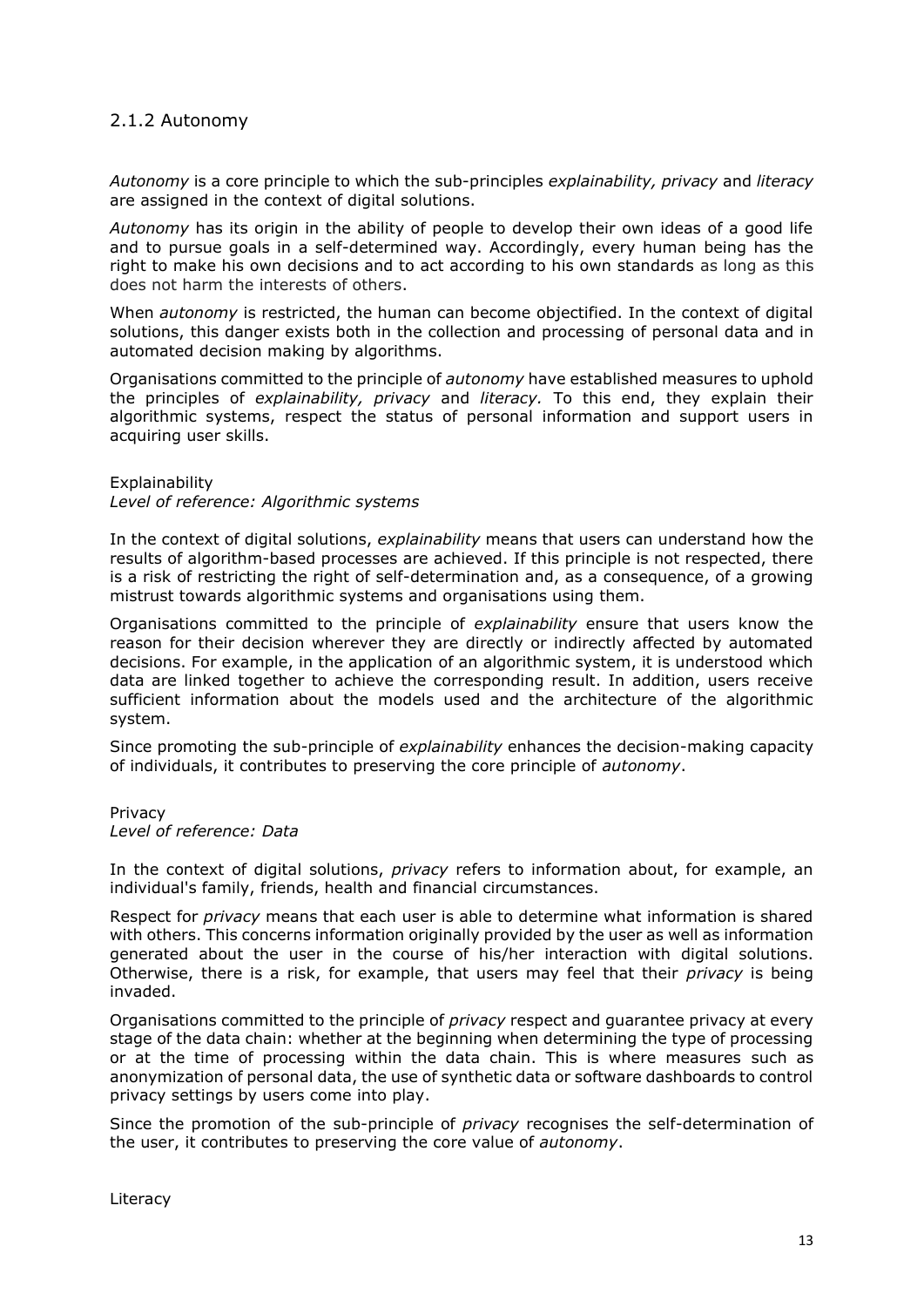### 2.1.2 Autonomy

*Autonomy* is a core principle to which the sub-principles *explainability, privacy* and *literacy* are assigned in the context of digital solutions.

*Autonomy* has its origin in the ability of people to develop their own ideas of a good life and to pursue goals in a self-determined way. Accordingly, every human being has the right to make his own decisions and to act according to his own standards as long as this does not harm the interests of others.

When *autonomy* is restricted, the human can become objectified. In the context of digital solutions, this danger exists both in the collection and processing of personal data and in automated decision making by algorithms.

Organisations committed to the principle of *autonomy* have established measures to uphold the principles of *explainability, privacy* and *literacy*. To this end, they explain their algorithmic systems, respect the status of personal information and support users in acquiring user skills.

Explainability
*Level of reference: Algorithmic systems*

In the context of digital solutions, *explainability* means that users can understand how the results of algorithm-based processes are achieved. If this principle is not respected, there is a risk of restricting the right of self-determination and, as a consequence, of a growing mistrust towards algorithmic systems and organisations using them.

Organisations committed to the principle of *explainability* ensure that users know the reason for their decision wherever they are directly or indirectly affected by automated decisions. For example, in the application of an algorithmic system, it is understood which data are linked together to achieve the corresponding result. In addition, users receive sufficient information about the models used and the architecture of the algorithmic system.

Since promoting the sub-principle of *explainability* enhances the decision-making capacity of individuals, it contributes to preserving the core principle of *autonomy*.

Privacy
*Level of reference: Data*

In the context of digital solutions, *privacy* refers to information about, for example, an individual's family, friends, health and financial circumstances.

Respect for *privacy* means that each user is able to determine what information is shared with others. This concerns information originally provided by the user as well as information generated about the user in the course of his/her interaction with digital solutions. Otherwise, there is a risk, for example, that users may feel that their *privacy* is being invaded.

Organisations committed to the principle of *privacy* respect and guarantee privacy at every stage of the data chain: whether at the beginning when determining the type of processing or at the time of processing within the data chain. This is where measures such as anonymization of personal data, the use of synthetic data or software dashboards to control privacy settings by users come into play.

Since the promotion of the sub-principle of *privacy* recognises the self-determination of the user, it contributes to preserving the core value of *autonomy*.

Literacy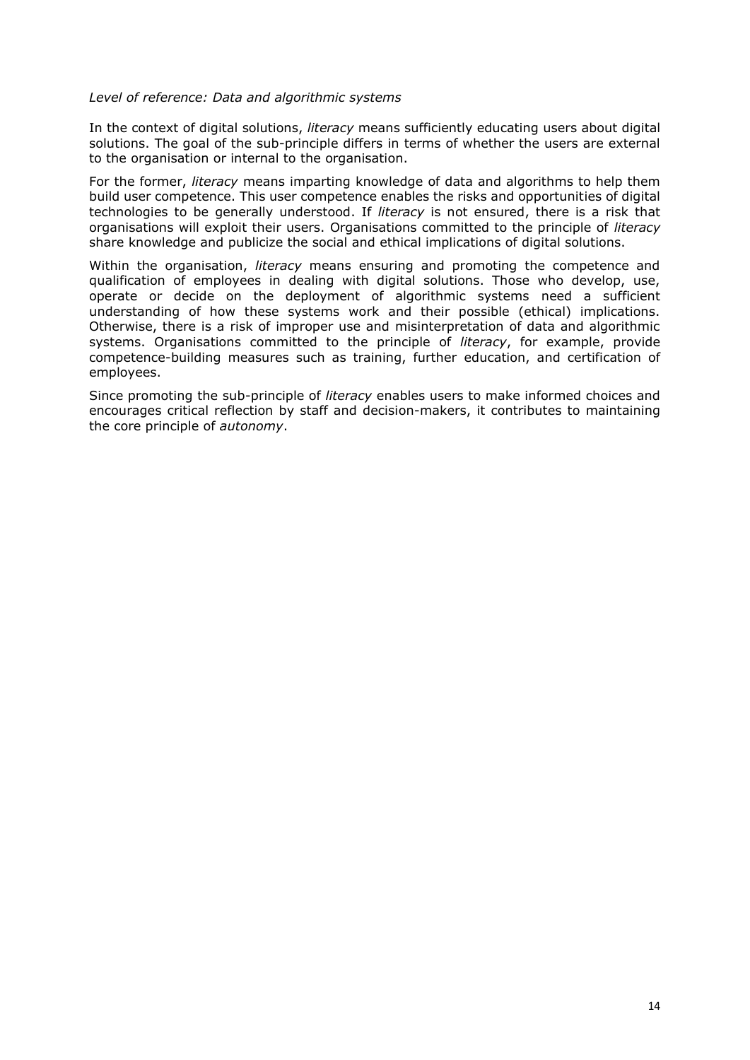*Level of reference: Data and algorithmic systems*

In the context of digital solutions, *literacy* means sufficiently educating users about digital solutions. The goal of the sub-principle differs in terms of whether the users are external to the organisation or internal to the organisation.

For the former, *literacy* means imparting knowledge of data and algorithms to help them build user competence. This user competence enables the risks and opportunities of digital technologies to be generally understood. If *literacy* is not ensured, there is a risk that organisations will exploit their users. Organisations committed to the principle of *literacy* share knowledge and publicize the social and ethical implications of digital solutions.

Within the organisation, *literacy* means ensuring and promoting the competence and qualification of employees in dealing with digital solutions. Those who develop, use, operate or decide on the deployment of algorithmic systems need a sufficient understanding of how these systems work and their possible (ethical) implications. Otherwise, there is a risk of improper use and misinterpretation of data and algorithmic systems. Organisations committed to the principle of *literacy*, for example, provide competence-building measures such as training, further education, and certification of employees.

Since promoting the sub-principle of *literacy* enables users to make informed choices and encourages critical reflection by staff and decision-makers, it contributes to maintaining the core principle of *autonomy*.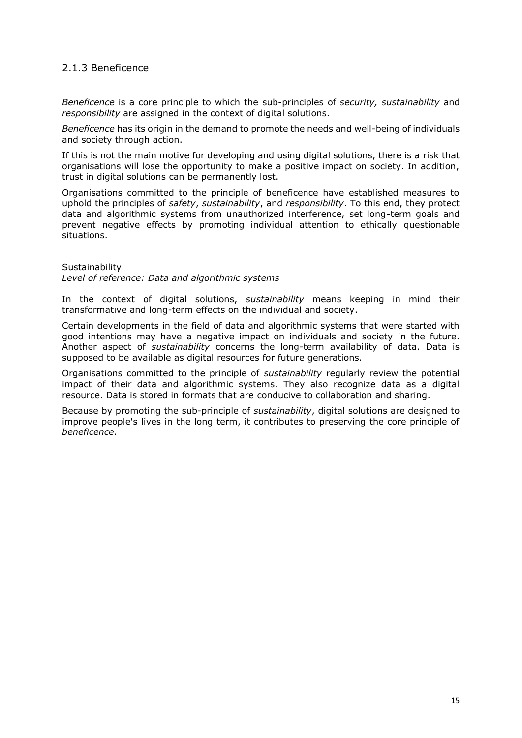### 2.1.3 Beneficence

*Beneficence* is a core principle to which the sub-principles of *security, sustainability* and *responsibility* are assigned in the context of digital solutions.

*Beneficence* has its origin in the demand to promote the needs and well-being of individuals and society through action.

If this is not the main motive for developing and using digital solutions, there is a risk that organisations will lose the opportunity to make a positive impact on society. In addition, trust in digital solutions can be permanently lost.

Organisations committed to the principle of beneficence have established measures to uphold the principles of *safety*, *sustainability*, and *responsibility*. To this end, they protect data and algorithmic systems from unauthorized interference, set long-term goals and prevent negative effects by promoting individual attention to ethically questionable situations.

Sustainability
*Level of reference: Data and algorithmic systems*

In the context of digital solutions, *sustainability* means keeping in mind their transformative and long-term effects on the individual and society.

Certain developments in the field of data and algorithmic systems that were started with good intentions may have a negative impact on individuals and society in the future. Another aspect of *sustainability* concerns the long-term availability of data. Data is supposed to be available as digital resources for future generations.

Organisations committed to the principle of *sustainability* regularly review the potential impact of their data and algorithmic systems. They also recognize data as a digital resource. Data is stored in formats that are conducive to collaboration and sharing.

Because by promoting the sub-principle of *sustainability*, digital solutions are designed to improve people's lives in the long term, it contributes to preserving the core principle of *beneficence*.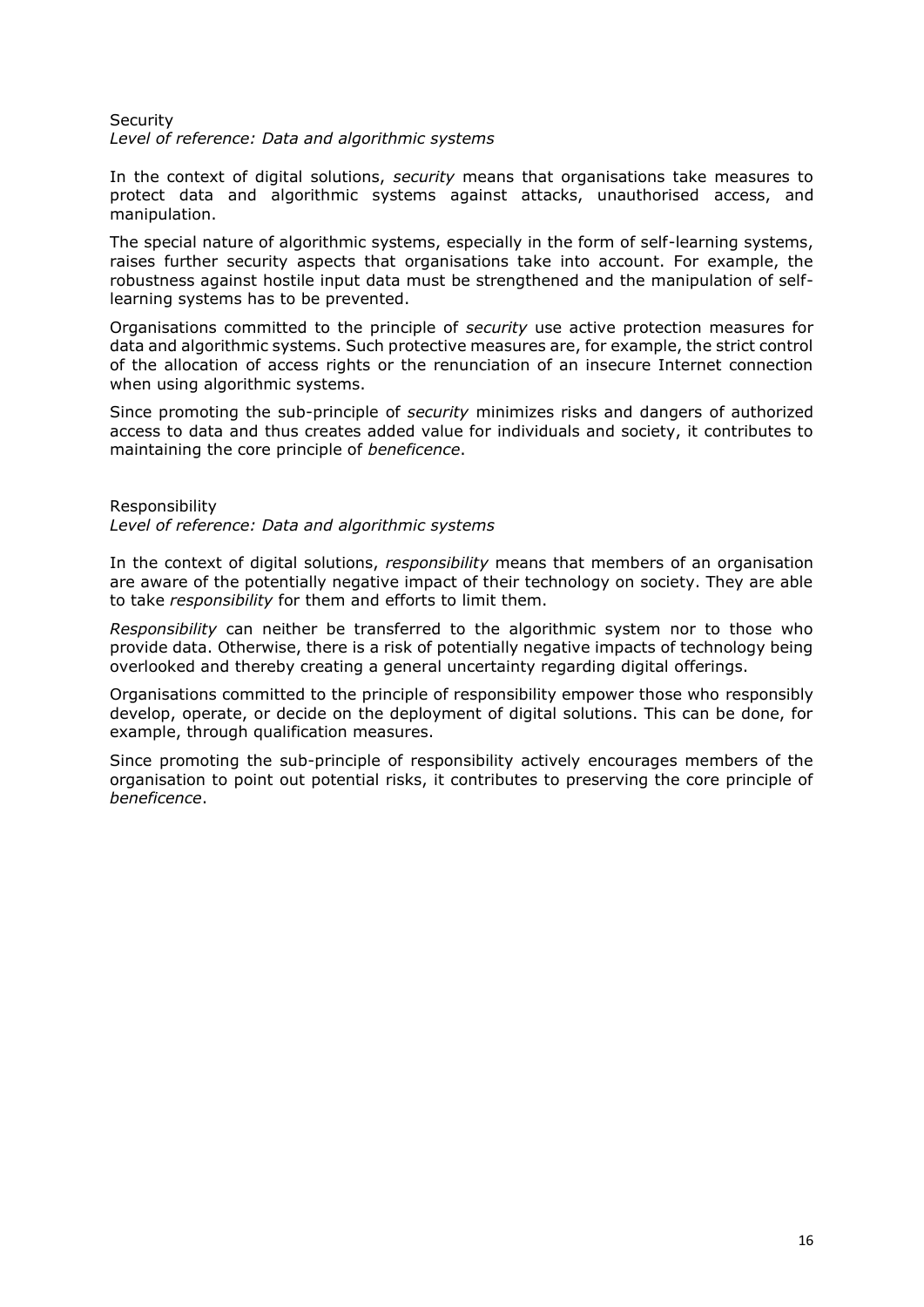### Security

*Level of reference: Data and algorithmic systems*

In the context of digital solutions, *security* means that organisations take measures to protect data and algorithmic systems against attacks, unauthorised access, and manipulation.

The special nature of algorithmic systems, especially in the form of self-learning systems, raises further security aspects that organisations take into account. For example, the robustness against hostile input data must be strengthened and the manipulation of self-learning systems has to be prevented.

Organisations committed to the principle of *security* use active protection measures for data and algorithmic systems. Such protective measures are, for example, the strict control of the allocation of access rights or the renunciation of an insecure Internet connection when using algorithmic systems.

Since promoting the sub-principle of *security* minimizes risks and dangers of authorized access to data and thus creates added value for individuals and society, it contributes to maintaining the core principle of *beneficence*.

### Responsibility

*Level of reference: Data and algorithmic systems*

In the context of digital solutions, *responsibility* means that members of an organisation are aware of the potentially negative impact of their technology on society. They are able to take *responsibility* for them and efforts to limit them.

*Responsibility* can neither be transferred to the algorithmic system nor to those who provide data. Otherwise, there is a risk of potentially negative impacts of technology being overlooked and thereby creating a general uncertainty regarding digital offerings.

Organisations committed to the principle of responsibility empower those who responsibly develop, operate, or decide on the deployment of digital solutions. This can be done, for example, through qualification measures.

Since promoting the sub-principle of responsibility actively encourages members of the organisation to point out potential risks, it contributes to preserving the core principle of *beneficence*.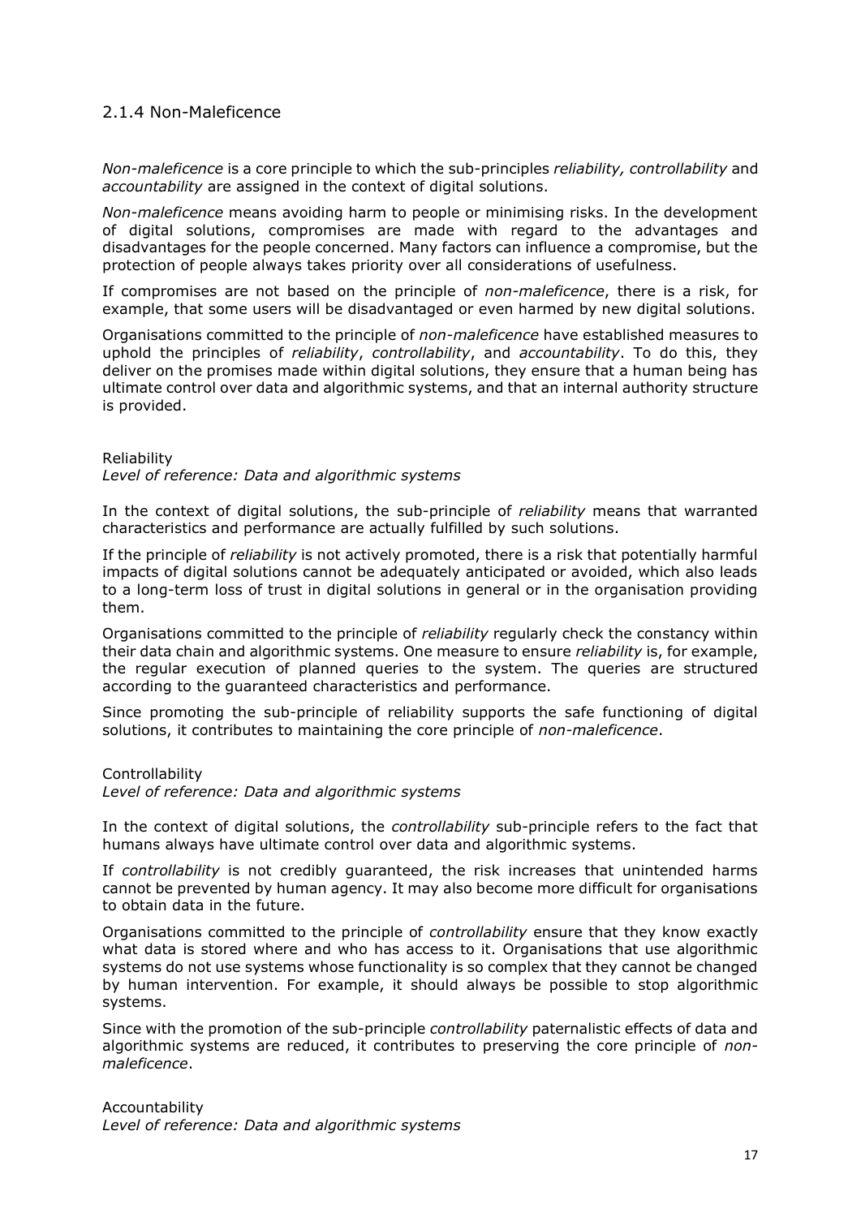### 2.1.4 Non-Maleficence

*Non-maleficence* is a core principle to which the sub-principles *reliability, controllability* and *accountability* are assigned in the context of digital solutions.

*Non-maleficence* means avoiding harm to people or minimising risks. In the development of digital solutions, compromises are made with regard to the advantages and disadvantages for the people concerned. Many factors can influence a compromise, but the protection of people always takes priority over all considerations of usefulness.

If compromises are not based on the principle of *non-maleficence*, there is a risk, for example, that some users will be disadvantaged or even harmed by new digital solutions.

Organisations committed to the principle of *non-maleficence* have established measures to uphold the principles of *reliability*, *controllability*, and *accountability*. To do this, they deliver on the promises made within digital solutions, they ensure that a human being has ultimate control over data and algorithmic systems, and that an internal authority structure is provided.

Reliability
*Level of reference: Data and algorithmic systems*

In the context of digital solutions, the sub-principle of *reliability* means that warranted characteristics and performance are actually fulfilled by such solutions.

If the principle of *reliability* is not actively promoted, there is a risk that potentially harmful impacts of digital solutions cannot be adequately anticipated or avoided, which also leads to a long-term loss of trust in digital solutions in general or in the organisation providing them.

Organisations committed to the principle of *reliability* regularly check the constancy within their data chain and algorithmic systems. One measure to ensure *reliability* is, for example, the regular execution of planned queries to the system. The queries are structured according to the guaranteed characteristics and performance.

Since promoting the sub-principle of reliability supports the safe functioning of digital solutions, it contributes to maintaining the core principle of *non-maleficence*.

Controllability
*Level of reference: Data and algorithmic systems*

In the context of digital solutions, the *controllability* sub-principle refers to the fact that humans always have ultimate control over data and algorithmic systems.

If *controllability* is not credibly guaranteed, the risk increases that unintended harms cannot be prevented by human agency. It may also become more difficult for organisations to obtain data in the future.

Organisations committed to the principle of *controllability* ensure that they know exactly what data is stored where and who has access to it. Organisations that use algorithmic systems do not use systems whose functionality is so complex that they cannot be changed by human intervention. For example, it should always be possible to stop algorithmic systems.

Since with the promotion of the sub-principle *controllability* paternalistic effects of data and algorithmic systems are reduced, it contributes to preserving the core principle of *non-maleficence*.

Accountability
*Level of reference: Data and algorithmic systems*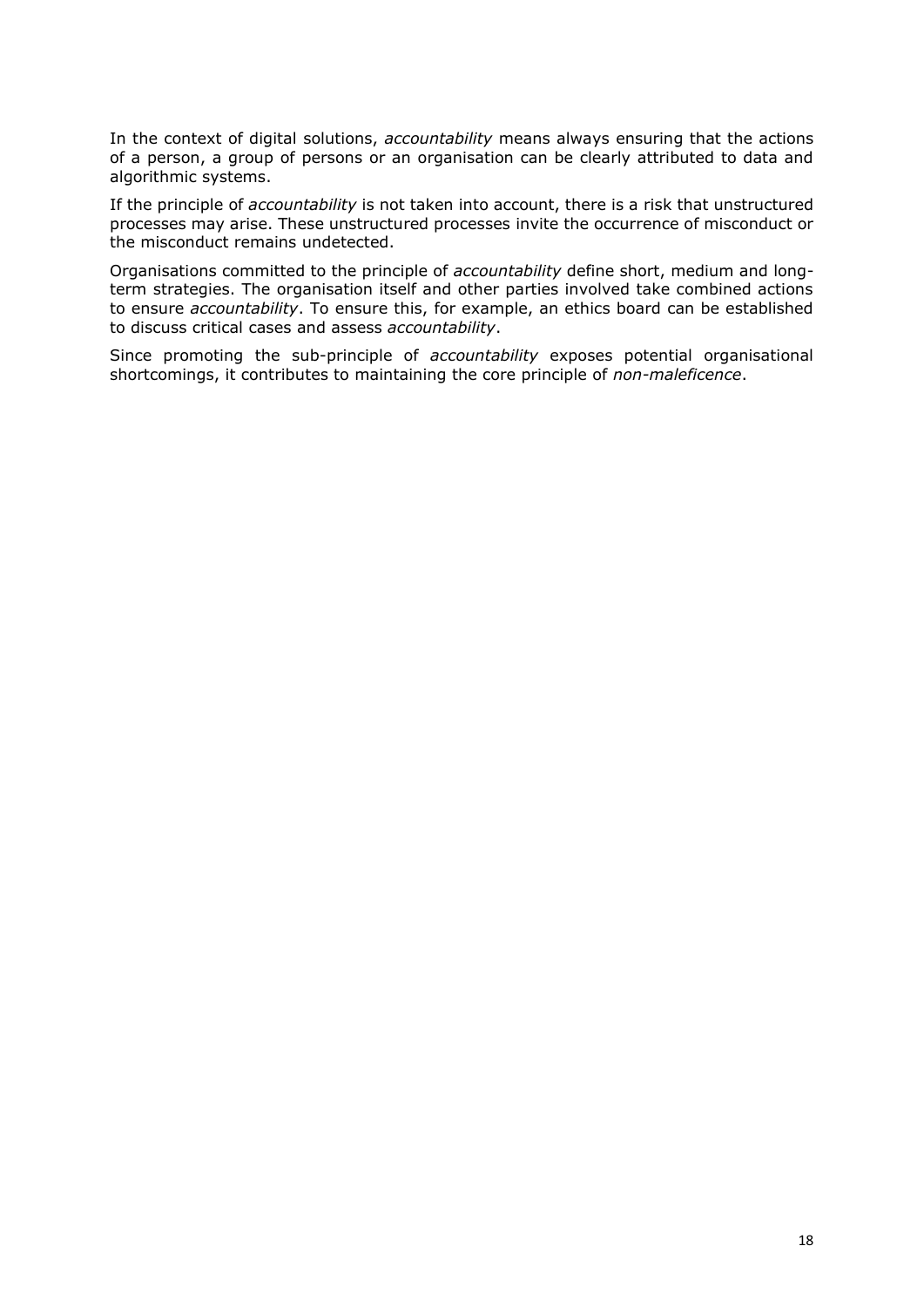In the context of digital solutions, *accountability* means always ensuring that the actions of a person, a group of persons or an organisation can be clearly attributed to data and algorithmic systems.

If the principle of *accountability* is not taken into account, there is a risk that unstructured processes may arise. These unstructured processes invite the occurrence of misconduct or the misconduct remains undetected.

Organisations committed to the principle of *accountability* define short, medium and long-term strategies. The organisation itself and other parties involved take combined actions to ensure *accountability*. To ensure this, for example, an ethics board can be established to discuss critical cases and assess *accountability*.

Since promoting the sub-principle of *accountability* exposes potential organisational shortcomings, it contributes to maintaining the core principle of *non-maleficence*.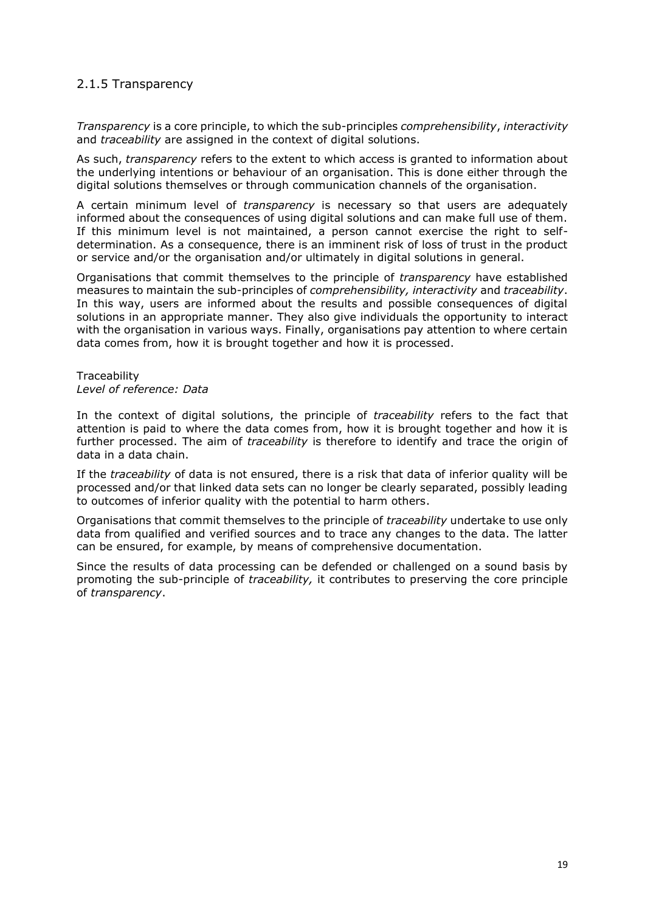### 2.1.5 Transparency

*Transparency* is a core principle, to which the sub-principles *comprehensibility*, *interactivity* and *traceability* are assigned in the context of digital solutions.

As such, *transparency* refers to the extent to which access is granted to information about the underlying intentions or behaviour of an organisation. This is done either through the digital solutions themselves or through communication channels of the organisation.

A certain minimum level of *transparency* is necessary so that users are adequately informed about the consequences of using digital solutions and can make full use of them. If this minimum level is not maintained, a person cannot exercise the right to self-determination. As a consequence, there is an imminent risk of loss of trust in the product or service and/or the organisation and/or ultimately in digital solutions in general.

Organisations that commit themselves to the principle of *transparency* have established measures to maintain the sub-principles of *comprehensibility, interactivity* and *traceability*. In this way, users are informed about the results and possible consequences of digital solutions in an appropriate manner. They also give individuals the opportunity to interact with the organisation in various ways. Finally, organisations pay attention to where certain data comes from, how it is brought together and how it is processed.

Traceability
*Level of reference: Data*

In the context of digital solutions, the principle of *traceability* refers to the fact that attention is paid to where the data comes from, how it is brought together and how it is further processed. The aim of *traceability* is therefore to identify and trace the origin of data in a data chain.

If the *traceability* of data is not ensured, there is a risk that data of inferior quality will be processed and/or that linked data sets can no longer be clearly separated, possibly leading to outcomes of inferior quality with the potential to harm others.

Organisations that commit themselves to the principle of *traceability* undertake to use only data from qualified and verified sources and to trace any changes to the data. The latter can be ensured, for example, by means of comprehensive documentation.

Since the results of data processing can be defended or challenged on a sound basis by promoting the sub-principle of *traceability,* it contributes to preserving the core principle of *transparency*.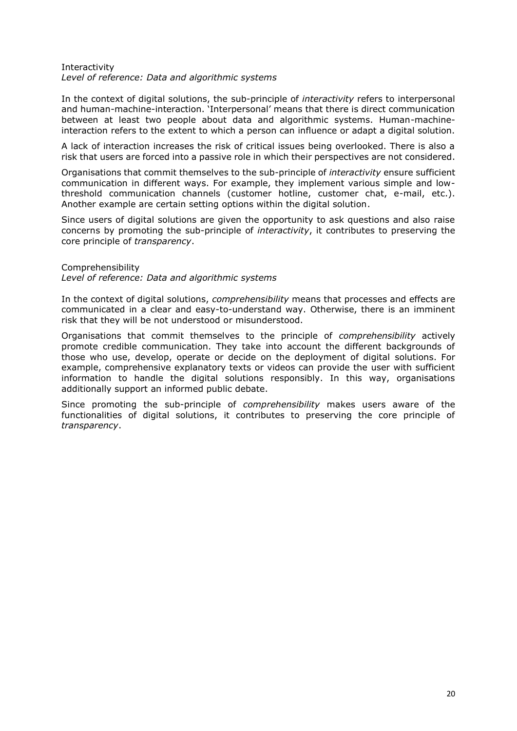### Interactivity

*Level of reference: Data and algorithmic systems*

In the context of digital solutions, the sub-principle of *interactivity* refers to interpersonal and human-machine-interaction. 'Interpersonal' means that there is direct communication between at least two people about data and algorithmic systems. Human-machine-interaction refers to the extent to which a person can influence or adapt a digital solution.

A lack of interaction increases the risk of critical issues being overlooked. There is also a risk that users are forced into a passive role in which their perspectives are not considered.

Organisations that commit themselves to the sub-principle of *interactivity* ensure sufficient communication in different ways. For example, they implement various simple and low-threshold communication channels (customer hotline, customer chat, e-mail, etc.). Another example are certain setting options within the digital solution.

Since users of digital solutions are given the opportunity to ask questions and also raise concerns by promoting the sub-principle of *interactivity*, it contributes to preserving the core principle of *transparency*.

### Comprehensibility

*Level of reference: Data and algorithmic systems*

In the context of digital solutions, *comprehensibility* means that processes and effects are communicated in a clear and easy-to-understand way. Otherwise, there is an imminent risk that they will be not understood or misunderstood.

Organisations that commit themselves to the principle of *comprehensibility* actively promote credible communication. They take into account the different backgrounds of those who use, develop, operate or decide on the deployment of digital solutions. For example, comprehensive explanatory texts or videos can provide the user with sufficient information to handle the digital solutions responsibly. In this way, organisations additionally support an informed public debate.

Since promoting the sub-principle of *comprehensibility* makes users aware of the functionalities of digital solutions, it contributes to preserving the core principle of *transparency*.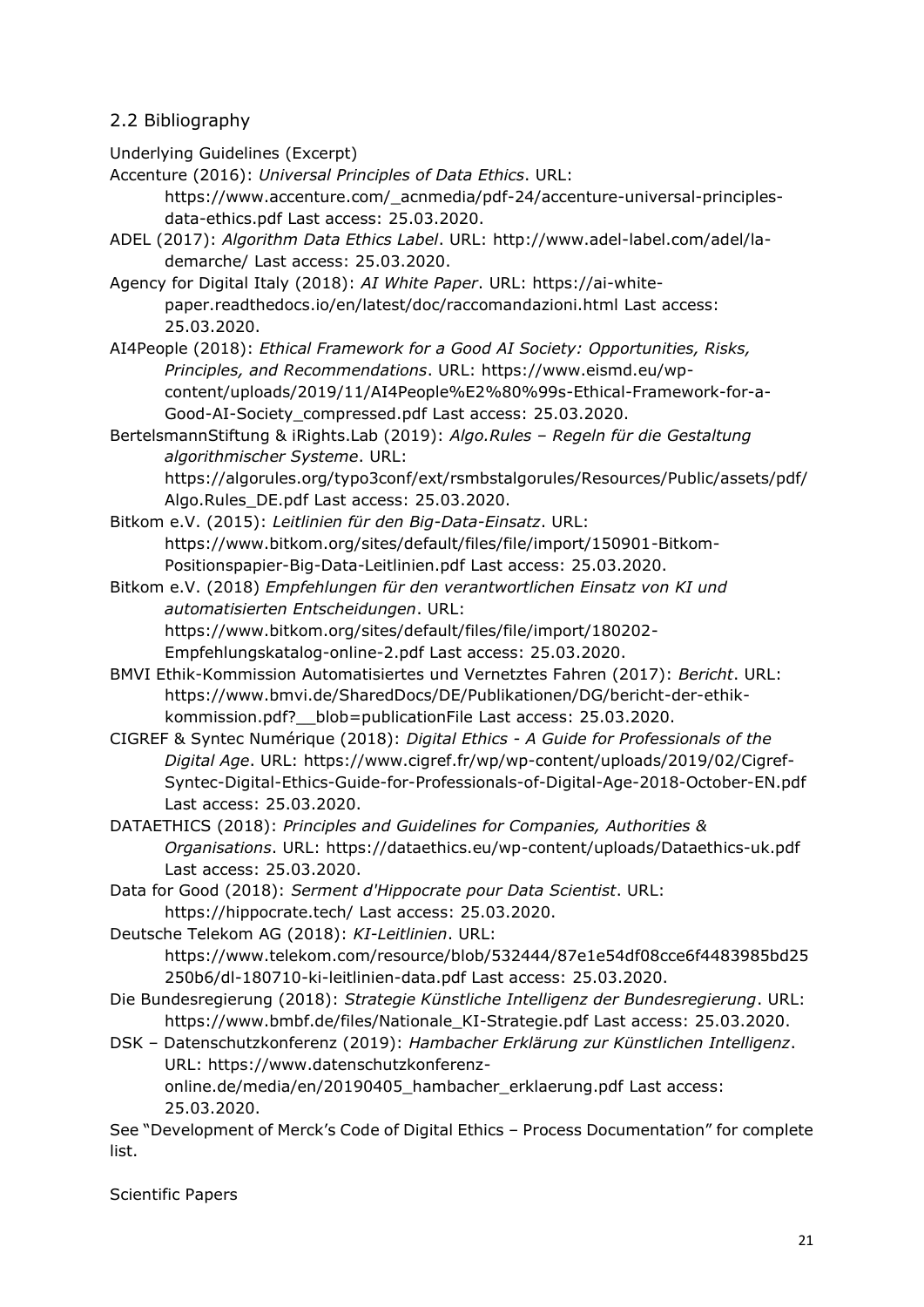## 2.2 Bibliography

Underlying Guidelines (Excerpt)

Accenture (2016): *Universal Principles of Data Ethics*. URL: https://www.accenture.com/_acnmedia/pdf-24/accenture-universal-principles-data-ethics.pdf Last access: 25.03.2020.

ADEL (2017): *Algorithm Data Ethics Label*. URL: http://www.adel-label.com/adel/la-demarche/ Last access: 25.03.2020.

Agency for Digital Italy (2018): *AI White Paper*. URL: https://ai-white-paper.readthedocs.io/en/latest/doc/raccomandazioni.html Last access: 25.03.2020.

AI4People (2018): *Ethical Framework for a Good AI Society: Opportunities, Risks, Principles, and Recommendations*. URL: https://www.eismd.eu/wp-content/uploads/2019/11/AI4People%E2%80%99s-Ethical-Framework-for-a-Good-AI-Society_compressed.pdf Last access: 25.03.2020.

BertelsmannStiftung & iRights.Lab (2019): *Algo.Rules – Regeln für die Gestaltung algorithmischer Systeme*. URL: https://algorules.org/typo3conf/ext/rsmbstalgorules/Resources/Public/assets/pdf/Algo.Rules_DE.pdf Last access: 25.03.2020.

Bitkom e.V. (2015): *Leitlinien für den Big-Data-Einsatz*. URL: https://www.bitkom.org/sites/default/files/file/import/150901-Bitkom-Positionspapier-Big-Data-Leitlinien.pdf Last access: 25.03.2020.

Bitkom e.V. (2018) *Empfehlungen für den verantwortlichen Einsatz von KI und automatisierten Entscheidungen*. URL: https://www.bitkom.org/sites/default/files/file/import/180202-Empfehlungskatalog-online-2.pdf Last access: 25.03.2020.

BMVI Ethik-Kommission Automatisiertes und Vernetztes Fahren (2017): *Bericht*. URL: https://www.bmvi.de/SharedDocs/DE/Publikationen/DG/bericht-der-ethik-kommission.pdf?__blob=publicationFile Last access: 25.03.2020.

CIGREF & Syntec Numérique (2018): *Digital Ethics - A Guide for Professionals of the Digital Age*. URL: https://www.cigref.fr/wp/wp-content/uploads/2019/02/Cigref-Syntec-Digital-Ethics-Guide-for-Professionals-of-Digital-Age-2018-October-EN.pdf Last access: 25.03.2020.

DATAETHICS (2018): *Principles and Guidelines for Companies, Authorities & Organisations*. URL: https://dataethics.eu/wp-content/uploads/Dataethics-uk.pdf Last access: 25.03.2020.

Data for Good (2018): *Serment d'Hippocrate pour Data Scientist*. URL: https://hippocrate.tech/ Last access: 25.03.2020.

Deutsche Telekom AG (2018): *KI-Leitlinien*. URL: https://www.telekom.com/resource/blob/532444/87e1e54df08cce6f4483985bd25250b6/dl-180710-ki-leitlinien-data.pdf Last access: 25.03.2020.

Die Bundesregierung (2018): *Strategie Künstliche Intelligenz der Bundesregierung*. URL: https://www.bmbf.de/files/Nationale_KI-Strategie.pdf Last access: 25.03.2020.

DSK – Datenschutzkonferenz (2019): *Hambacher Erklärung zur Künstlichen Intelligenz*. URL: https://www.datenschutzkonferenz-online.de/media/en/20190405_hambacher_erklaerung.pdf Last access: 25.03.2020.

See "Development of Merck's Code of Digital Ethics – Process Documentation" for complete list.

Scientific Papers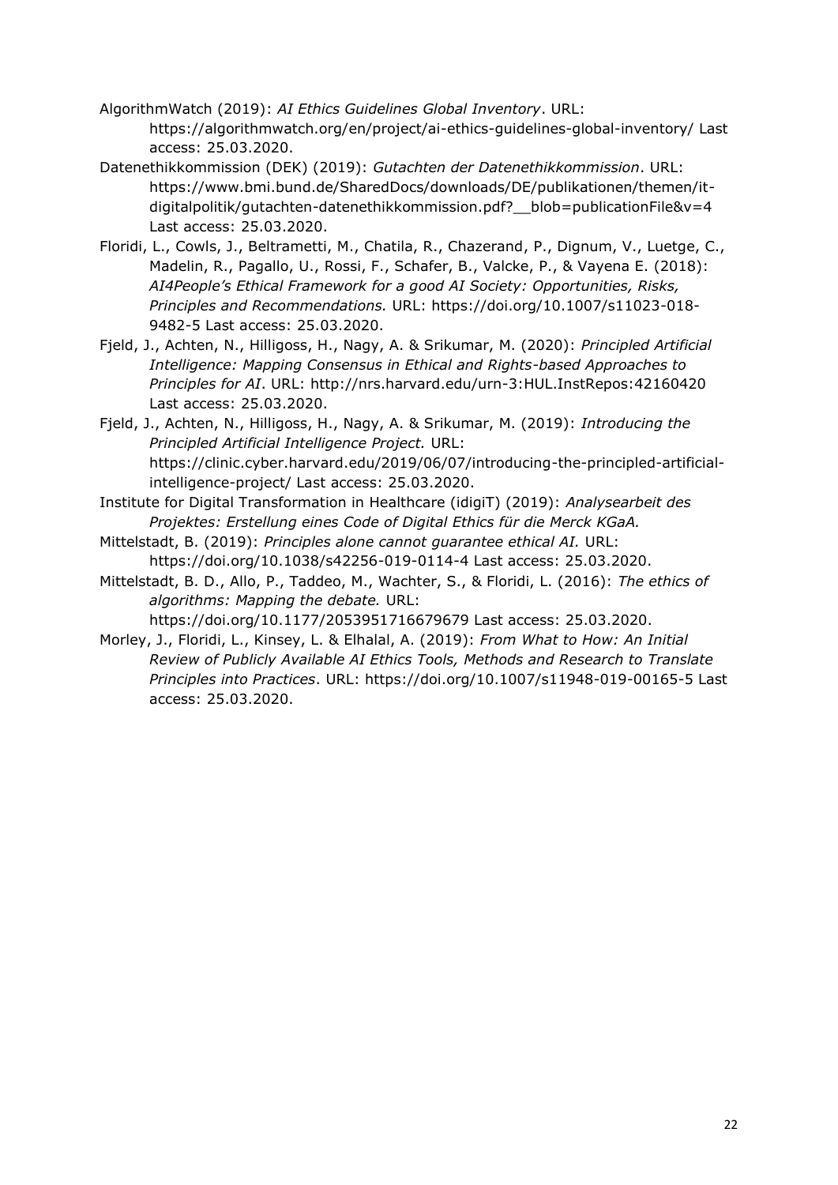AlgorithmWatch (2019): *AI Ethics Guidelines Global Inventory*. URL: https://algorithmwatch.org/en/project/ai-ethics-guidelines-global-inventory/ Last access: 25.03.2020.

Datenethikkommission (DEK) (2019): *Gutachten der Datenethikkommission*. URL: https://www.bmi.bund.de/SharedDocs/downloads/DE/publikationen/themen/it-digitalpolitik/gutachten-datenethikkommission.pdf?__blob=publicationFile&v=4 Last access: 25.03.2020.

Floridi, L., Cowls, J., Beltrametti, M., Chatila, R., Chazerand, P., Dignum, V., Luetge, C., Madelin, R., Pagallo, U., Rossi, F., Schafer, B., Valcke, P., & Vayena E. (2018): *AI4People's Ethical Framework for a good AI Society: Opportunities, Risks, Principles and Recommendations.* URL: https://doi.org/10.1007/s11023-018-9482-5 Last access: 25.03.2020.

Fjeld, J., Achten, N., Hilligoss, H., Nagy, A. & Srikumar, M. (2020): *Principled Artificial Intelligence: Mapping Consensus in Ethical and Rights-based Approaches to Principles for AI*. URL: http://nrs.harvard.edu/urn-3:HUL.InstRepos:42160420 Last access: 25.03.2020.

Fjeld, J., Achten, N., Hilligoss, H., Nagy, A. & Srikumar, M. (2019): *Introducing the Principled Artificial Intelligence Project.* URL: https://clinic.cyber.harvard.edu/2019/06/07/introducing-the-principled-artificial-intelligence-project/ Last access: 25.03.2020.

Institute for Digital Transformation in Healthcare (idigiT) (2019): *Analysearbeit des Projektes: Erstellung eines Code of Digital Ethics für die Merck KGaA.*

Mittelstadt, B. (2019): *Principles alone cannot guarantee ethical AI.* URL: https://doi.org/10.1038/s42256-019-0114-4 Last access: 25.03.2020.

Mittelstadt, B. D., Allo, P., Taddeo, M., Wachter, S., & Floridi, L. (2016): *The ethics of algorithms: Mapping the debate.* URL: https://doi.org/10.1177/2053951716679679 Last access: 25.03.2020.

Morley, J., Floridi, L., Kinsey, L. & Elhalal, A. (2019): *From What to How: An Initial Review of Publicly Available AI Ethics Tools, Methods and Research to Translate Principles into Practices*. URL: https://doi.org/10.1007/s11948-019-00165-5 Last access: 25.03.2020.